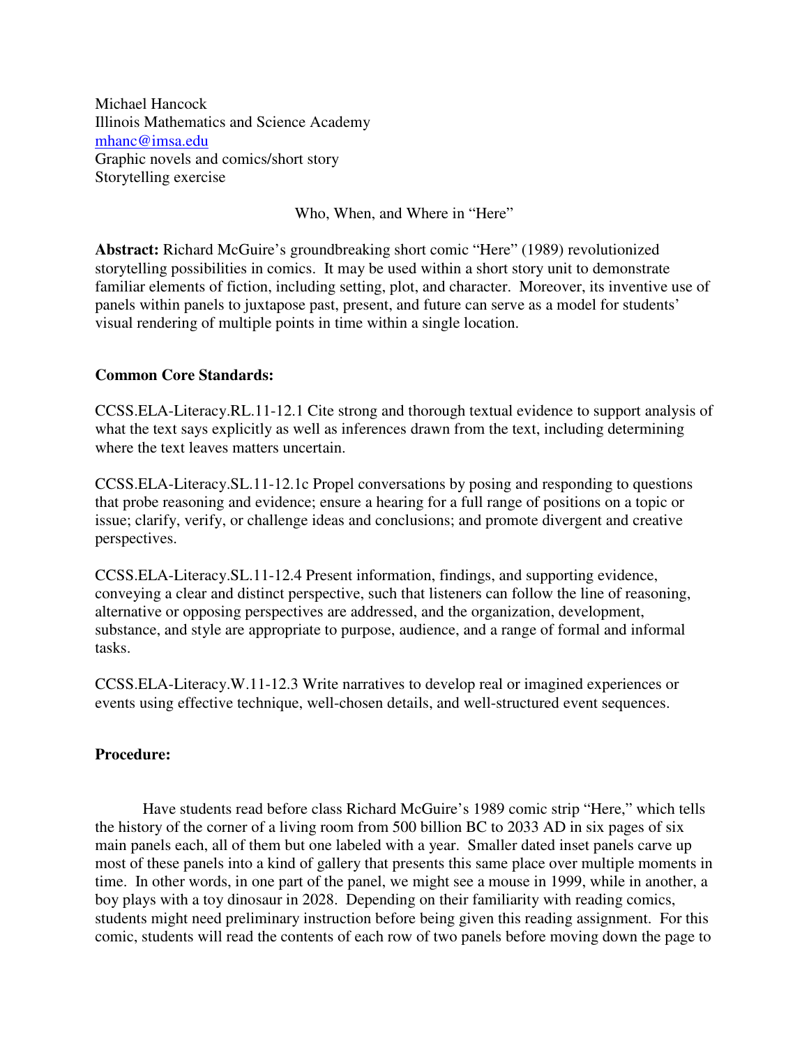Michael Hancock
Illinois Mathematics and Science Academy
mhanc@imsa.edu
Graphic novels and comics/short story
Storytelling exercise

# Who, When, and Where in "Here"

**Abstract:** Richard McGuire's groundbreaking short comic "Here" (1989) revolutionized storytelling possibilities in comics. It may be used within a short story unit to demonstrate familiar elements of fiction, including setting, plot, and character. Moreover, its inventive use of panels within panels to juxtapose past, present, and future can serve as a model for students' visual rendering of multiple points in time within a single location.

## Common Core Standards:

CCSS.ELA-Literacy.RL.11-12.1 Cite strong and thorough textual evidence to support analysis of what the text says explicitly as well as inferences drawn from the text, including determining where the text leaves matters uncertain.

CCSS.ELA-Literacy.SL.11-12.1c Propel conversations by posing and responding to questions that probe reasoning and evidence; ensure a hearing for a full range of positions on a topic or issue; clarify, verify, or challenge ideas and conclusions; and promote divergent and creative perspectives.

CCSS.ELA-Literacy.SL.11-12.4 Present information, findings, and supporting evidence, conveying a clear and distinct perspective, such that listeners can follow the line of reasoning, alternative or opposing perspectives are addressed, and the organization, development, substance, and style are appropriate to purpose, audience, and a range of formal and informal tasks.

CCSS.ELA-Literacy.W.11-12.3 Write narratives to develop real or imagined experiences or events using effective technique, well-chosen details, and well-structured event sequences.

## Procedure:

Have students read before class Richard McGuire's 1989 comic strip "Here," which tells the history of the corner of a living room from 500 billion BC to 2033 AD in six pages of six main panels each, all of them but one labeled with a year. Smaller dated inset panels carve up most of these panels into a kind of gallery that presents this same place over multiple moments in time. In other words, in one part of the panel, we might see a mouse in 1999, while in another, a boy plays with a toy dinosaur in 2028. Depending on their familiarity with reading comics, students might need preliminary instruction before being given this reading assignment. For this comic, students will read the contents of each row of two panels before moving down the page to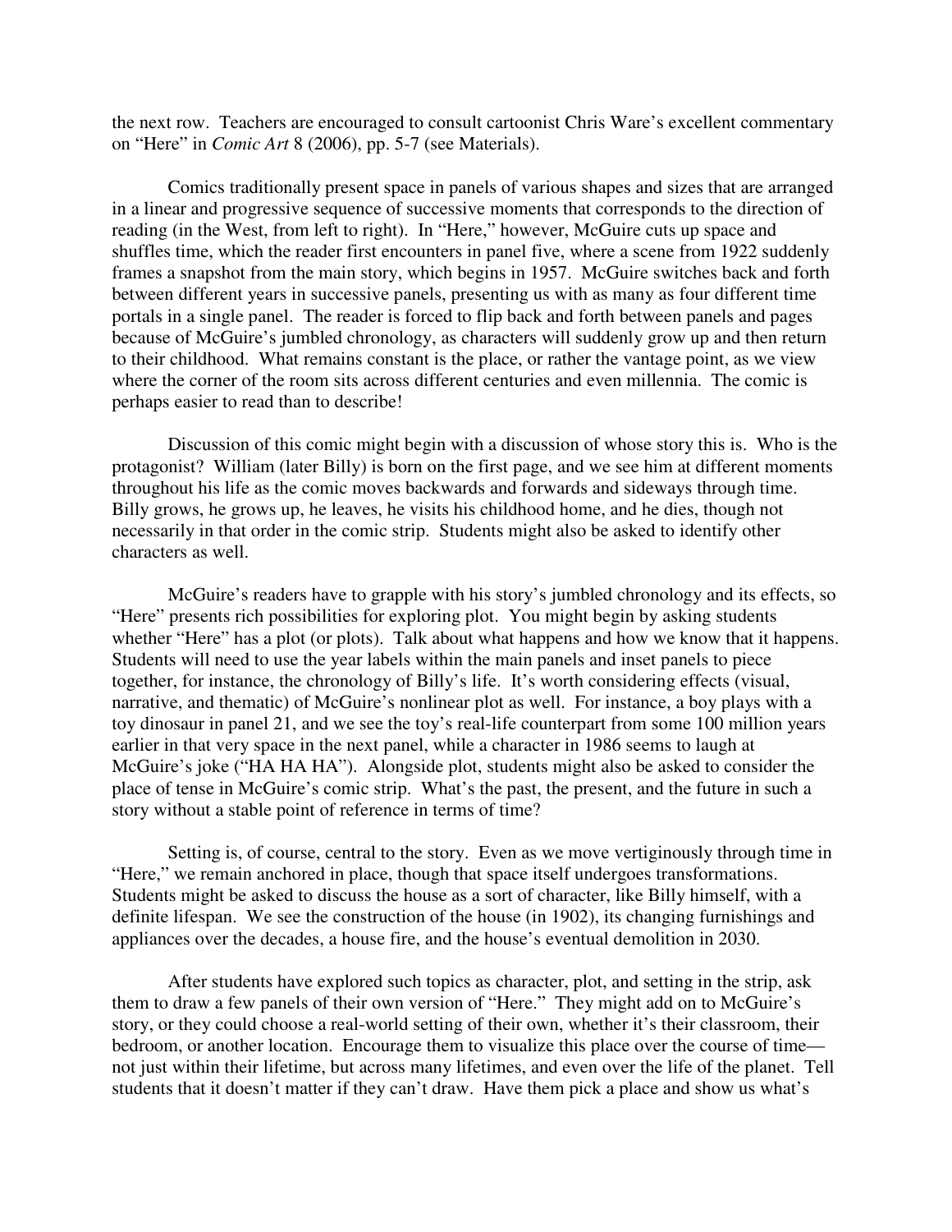the next row. Teachers are encouraged to consult cartoonist Chris Ware's excellent commentary on "Here" in *Comic Art* 8 (2006), pp. 5-7 (see Materials).

Comics traditionally present space in panels of various shapes and sizes that are arranged in a linear and progressive sequence of successive moments that corresponds to the direction of reading (in the West, from left to right). In "Here," however, McGuire cuts up space and shuffles time, which the reader first encounters in panel five, where a scene from 1922 suddenly frames a snapshot from the main story, which begins in 1957. McGuire switches back and forth between different years in successive panels, presenting us with as many as four different time portals in a single panel. The reader is forced to flip back and forth between panels and pages because of McGuire's jumbled chronology, as characters will suddenly grow up and then return to their childhood. What remains constant is the place, or rather the vantage point, as we view where the corner of the room sits across different centuries and even millennia. The comic is perhaps easier to read than to describe!

Discussion of this comic might begin with a discussion of whose story this is. Who is the protagonist? William (later Billy) is born on the first page, and we see him at different moments throughout his life as the comic moves backwards and forwards and sideways through time. Billy grows, he grows up, he leaves, he visits his childhood home, and he dies, though not necessarily in that order in the comic strip. Students might also be asked to identify other characters as well.

McGuire's readers have to grapple with his story's jumbled chronology and its effects, so "Here" presents rich possibilities for exploring plot. You might begin by asking students whether "Here" has a plot (or plots). Talk about what happens and how we know that it happens. Students will need to use the year labels within the main panels and inset panels to piece together, for instance, the chronology of Billy's life. It's worth considering effects (visual, narrative, and thematic) of McGuire's nonlinear plot as well. For instance, a boy plays with a toy dinosaur in panel 21, and we see the toy's real-life counterpart from some 100 million years earlier in that very space in the next panel, while a character in 1986 seems to laugh at McGuire's joke ("HA HA HA"). Alongside plot, students might also be asked to consider the place of tense in McGuire's comic strip. What's the past, the present, and the future in such a story without a stable point of reference in terms of time?

Setting is, of course, central to the story. Even as we move vertiginously through time in "Here," we remain anchored in place, though that space itself undergoes transformations. Students might be asked to discuss the house as a sort of character, like Billy himself, with a definite lifespan. We see the construction of the house (in 1902), its changing furnishings and appliances over the decades, a house fire, and the house's eventual demolition in 2030.

After students have explored such topics as character, plot, and setting in the strip, ask them to draw a few panels of their own version of "Here." They might add on to McGuire's story, or they could choose a real-world setting of their own, whether it's their classroom, their bedroom, or another location. Encourage them to visualize this place over the course of time—not just within their lifetime, but across many lifetimes, and even over the life of the planet. Tell students that it doesn't matter if they can't draw. Have them pick a place and show us what's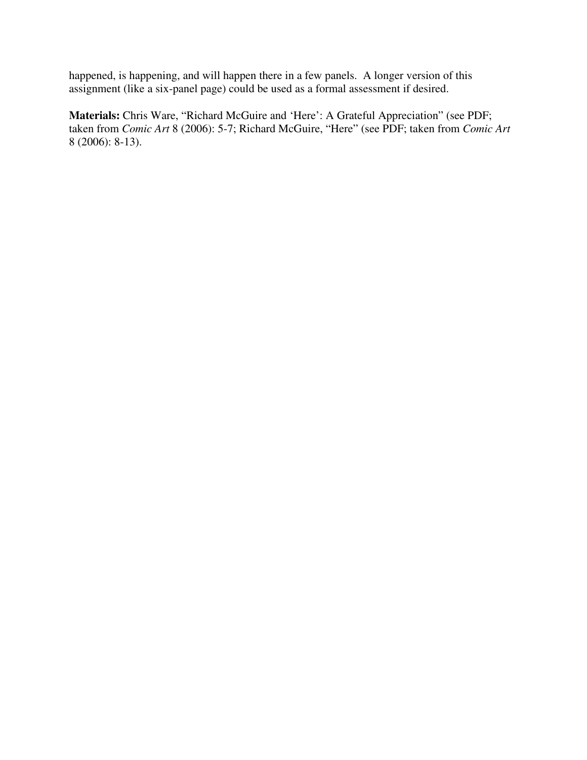happened, is happening, and will happen there in a few panels. A longer version of this assignment (like a six-panel page) could be used as a formal assessment if desired.

**Materials:** Chris Ware, "Richard McGuire and 'Here': A Grateful Appreciation" (see PDF; taken from *Comic Art* 8 (2006): 5-7; Richard McGuire, "Here" (see PDF; taken from *Comic Art* 8 (2006): 8-13).